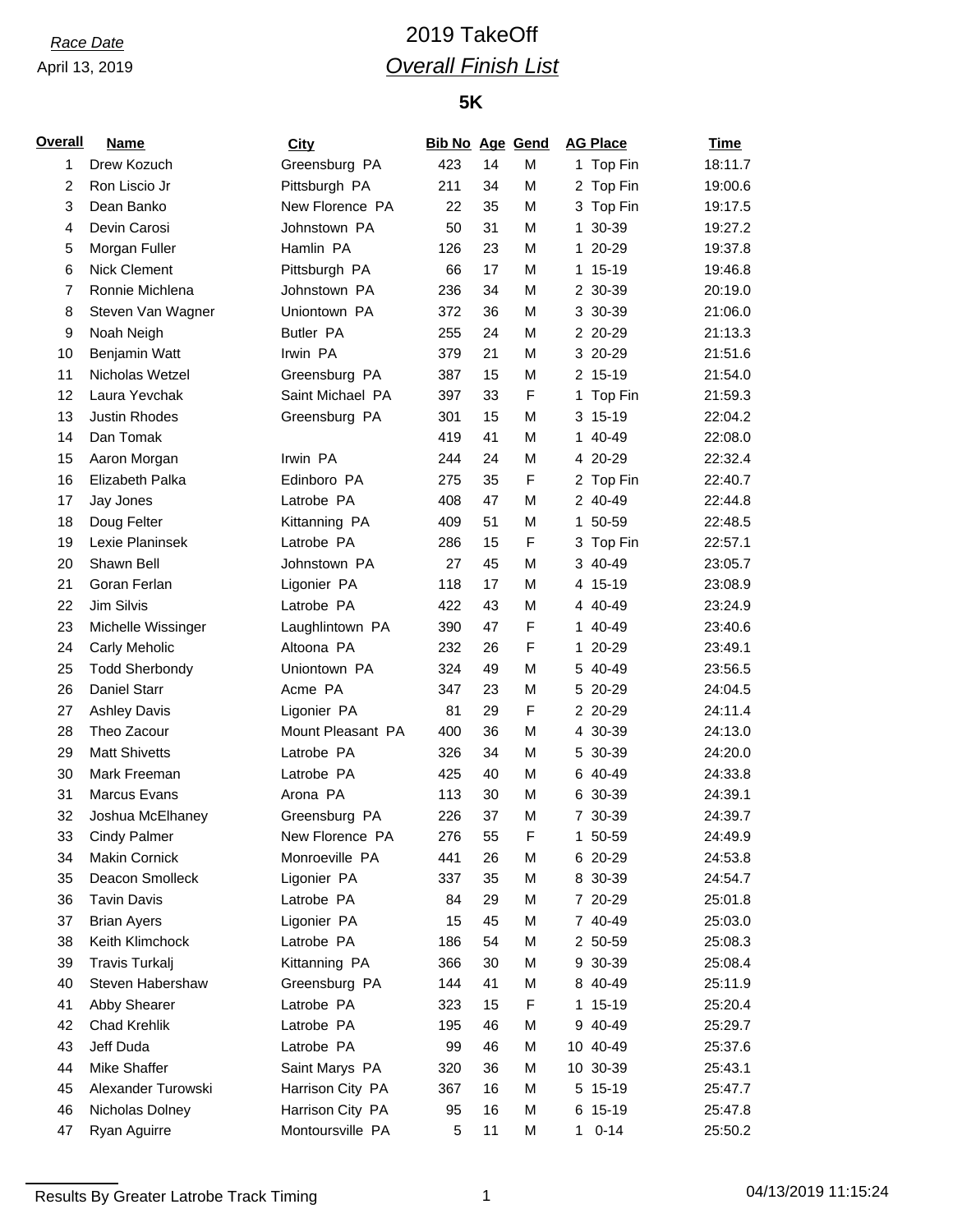*Race Date*

April 13, 2019

# 2019 TakeOff

## *Overall Finish List*

### 5K

| Overall | Name | City | Bib No | Age | Gend | AG Place | Time |
|---|---|---|---|---|---|---|---|
| 1 | Drew Kozuch | Greensburg PA | 423 | 14 | M | 1 Top Fin | 18:11.7 |
| 2 | Ron Liscio Jr | Pittsburgh PA | 211 | 34 | M | 2 Top Fin | 19:00.6 |
| 3 | Dean Banko | New Florence PA | 22 | 35 | M | 3 Top Fin | 19:17.5 |
| 4 | Devin Carosi | Johnstown PA | 50 | 31 | M | 1 30-39 | 19:27.2 |
| 5 | Morgan Fuller | Hamlin PA | 126 | 23 | M | 1 20-29 | 19:37.8 |
| 6 | Nick Clement | Pittsburgh PA | 66 | 17 | M | 1 15-19 | 19:46.8 |
| 7 | Ronnie Michlena | Johnstown PA | 236 | 34 | M | 2 30-39 | 20:19.0 |
| 8 | Steven Van Wagner | Uniontown PA | 372 | 36 | M | 3 30-39 | 21:06.0 |
| 9 | Noah Neigh | Butler PA | 255 | 24 | M | 2 20-29 | 21:13.3 |
| 10 | Benjamin Watt | Irwin PA | 379 | 21 | M | 3 20-29 | 21:51.6 |
| 11 | Nicholas Wetzel | Greensburg PA | 387 | 15 | M | 2 15-19 | 21:54.0 |
| 12 | Laura Yevchak | Saint Michael PA | 397 | 33 | F | 1 Top Fin | 21:59.3 |
| 13 | Justin Rhodes | Greensburg PA | 301 | 15 | M | 3 15-19 | 22:04.2 |
| 14 | Dan Tomak | | 419 | 41 | M | 1 40-49 | 22:08.0 |
| 15 | Aaron Morgan | Irwin PA | 244 | 24 | M | 4 20-29 | 22:32.4 |
| 16 | Elizabeth Palka | Edinboro PA | 275 | 35 | F | 2 Top Fin | 22:40.7 |
| 17 | Jay Jones | Latrobe PA | 408 | 47 | M | 2 40-49 | 22:44.8 |
| 18 | Doug Felter | Kittanning PA | 409 | 51 | M | 1 50-59 | 22:48.5 |
| 19 | Lexie Planinsek | Latrobe PA | 286 | 15 | F | 3 Top Fin | 22:57.1 |
| 20 | Shawn Bell | Johnstown PA | 27 | 45 | M | 3 40-49 | 23:05.7 |
| 21 | Goran Ferlan | Ligonier PA | 118 | 17 | M | 4 15-19 | 23:08.9 |
| 22 | Jim Silvis | Latrobe PA | 422 | 43 | M | 4 40-49 | 23:24.9 |
| 23 | Michelle Wissinger | Laughlintown PA | 390 | 47 | F | 1 40-49 | 23:40.6 |
| 24 | Carly Meholic | Altoona PA | 232 | 26 | F | 1 20-29 | 23:49.1 |
| 25 | Todd Sherbondy | Uniontown PA | 324 | 49 | M | 5 40-49 | 23:56.5 |
| 26 | Daniel Starr | Acme PA | 347 | 23 | M | 5 20-29 | 24:04.5 |
| 27 | Ashley Davis | Ligonier PA | 81 | 29 | F | 2 20-29 | 24:11.4 |
| 28 | Theo Zacour | Mount Pleasant PA | 400 | 36 | M | 4 30-39 | 24:13.0 |
| 29 | Matt Shivetts | Latrobe PA | 326 | 34 | M | 5 30-39 | 24:20.0 |
| 30 | Mark Freeman | Latrobe PA | 425 | 40 | M | 6 40-49 | 24:33.8 |
| 31 | Marcus Evans | Arona PA | 113 | 30 | M | 6 30-39 | 24:39.1 |
| 32 | Joshua McElhaney | Greensburg PA | 226 | 37 | M | 7 30-39 | 24:39.7 |
| 33 | Cindy Palmer | New Florence PA | 276 | 55 | F | 1 50-59 | 24:49.9 |
| 34 | Makin Cornick | Monroeville PA | 441 | 26 | M | 6 20-29 | 24:53.8 |
| 35 | Deacon Smolleck | Ligonier PA | 337 | 35 | M | 8 30-39 | 24:54.7 |
| 36 | Tavin Davis | Latrobe PA | 84 | 29 | M | 7 20-29 | 25:01.8 |
| 37 | Brian Ayers | Ligonier PA | 15 | 45 | M | 7 40-49 | 25:03.0 |
| 38 | Keith Klimchock | Latrobe PA | 186 | 54 | M | 2 50-59 | 25:08.3 |
| 39 | Travis Turkalj | Kittanning PA | 366 | 30 | M | 9 30-39 | 25:08.4 |
| 40 | Steven Habershaw | Greensburg PA | 144 | 41 | M | 8 40-49 | 25:11.9 |
| 41 | Abby Shearer | Latrobe PA | 323 | 15 | F | 1 15-19 | 25:20.4 |
| 42 | Chad Krehlik | Latrobe PA | 195 | 46 | M | 9 40-49 | 25:29.7 |
| 43 | Jeff Duda | Latrobe PA | 99 | 46 | M | 10 40-49 | 25:37.6 |
| 44 | Mike Shaffer | Saint Marys PA | 320 | 36 | M | 10 30-39 | 25:43.1 |
| 45 | Alexander Turowski | Harrison City PA | 367 | 16 | M | 5 15-19 | 25:47.7 |
| 46 | Nicholas Dolney | Harrison City PA | 95 | 16 | M | 6 15-19 | 25:47.8 |
| 47 | Ryan Aguirre | Montoursville PA | 5 | 11 | M | 1 0-14 | 25:50.2 |

Results By Greater Latrobe Track Timing

04/13/2019 11:15:24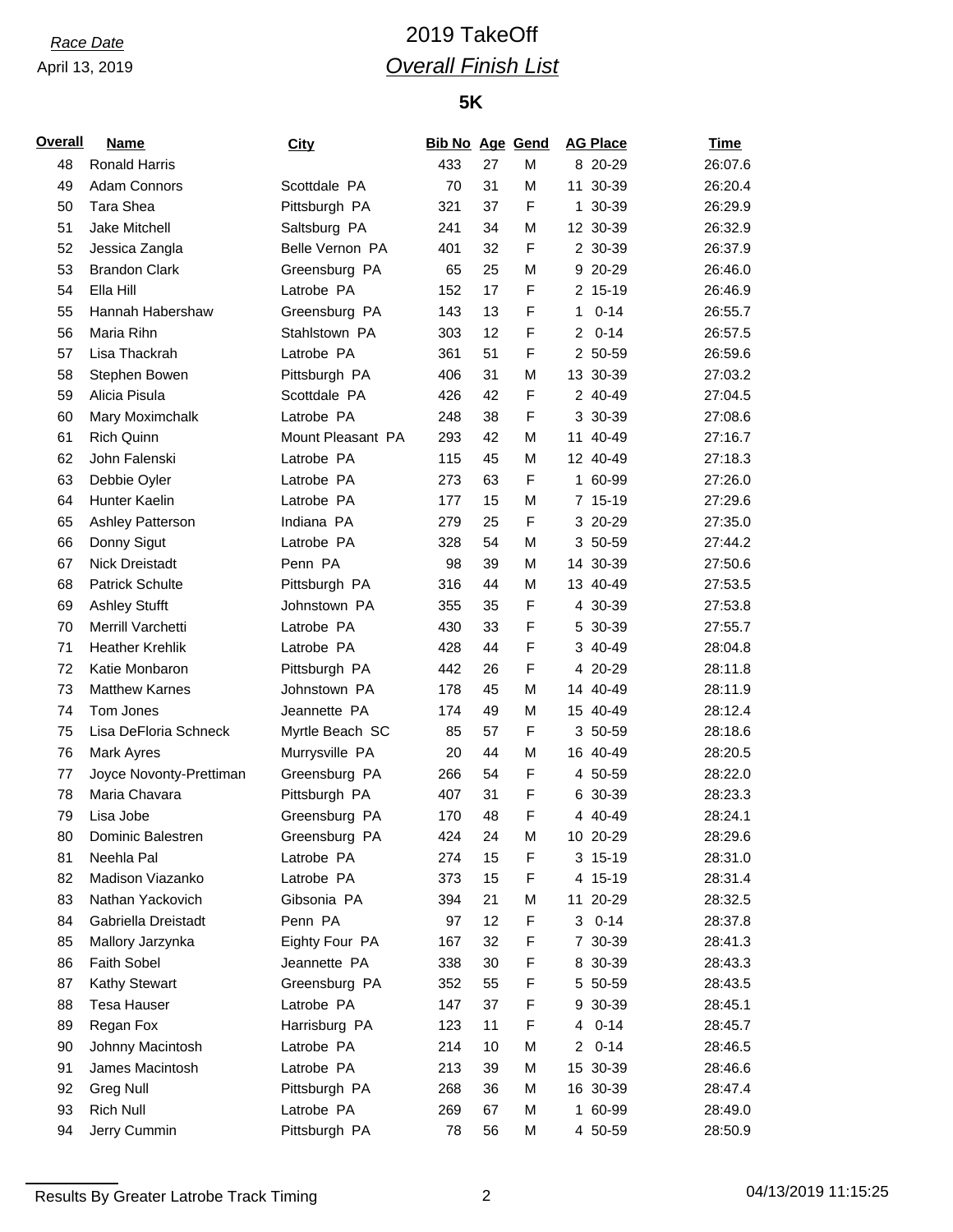*Race Date*
April 13, 2019

# 2019 TakeOff

## *Overall Finish List*

### 5K

| Overall | Name | City | Bib No | Age | Gend | AG Place | Time |
|---|---|---|---|---|---|---|---|
| 48 | Ronald Harris | | 433 | 27 | M | 8 20-29 | 26:07.6 |
| 49 | Adam Connors | Scottdale PA | 70 | 31 | M | 11 30-39 | 26:20.4 |
| 50 | Tara Shea | Pittsburgh PA | 321 | 37 | F | 1 30-39 | 26:29.9 |
| 51 | Jake Mitchell | Saltsburg PA | 241 | 34 | M | 12 30-39 | 26:32.9 |
| 52 | Jessica Zangla | Belle Vernon PA | 401 | 32 | F | 2 30-39 | 26:37.9 |
| 53 | Brandon Clark | Greensburg PA | 65 | 25 | M | 9 20-29 | 26:46.0 |
| 54 | Ella Hill | Latrobe PA | 152 | 17 | F | 2 15-19 | 26:46.9 |
| 55 | Hannah Habershaw | Greensburg PA | 143 | 13 | F | 1 0-14 | 26:55.7 |
| 56 | Maria Rihn | Stahlstown PA | 303 | 12 | F | 2 0-14 | 26:57.5 |
| 57 | Lisa Thackrah | Latrobe PA | 361 | 51 | F | 2 50-59 | 26:59.6 |
| 58 | Stephen Bowen | Pittsburgh PA | 406 | 31 | M | 13 30-39 | 27:03.2 |
| 59 | Alicia Pisula | Scottdale PA | 426 | 42 | F | 2 40-49 | 27:04.5 |
| 60 | Mary Moximchalk | Latrobe PA | 248 | 38 | F | 3 30-39 | 27:08.6 |
| 61 | Rich Quinn | Mount Pleasant PA | 293 | 42 | M | 11 40-49 | 27:16.7 |
| 62 | John Falenski | Latrobe PA | 115 | 45 | M | 12 40-49 | 27:18.3 |
| 63 | Debbie Oyler | Latrobe PA | 273 | 63 | F | 1 60-99 | 27:26.0 |
| 64 | Hunter Kaelin | Latrobe PA | 177 | 15 | M | 7 15-19 | 27:29.6 |
| 65 | Ashley Patterson | Indiana PA | 279 | 25 | F | 3 20-29 | 27:35.0 |
| 66 | Donny Sigut | Latrobe PA | 328 | 54 | M | 3 50-59 | 27:44.2 |
| 67 | Nick Dreistadt | Penn PA | 98 | 39 | M | 14 30-39 | 27:50.6 |
| 68 | Patrick Schulte | Pittsburgh PA | 316 | 44 | M | 13 40-49 | 27:53.5 |
| 69 | Ashley Stufft | Johnstown PA | 355 | 35 | F | 4 30-39 | 27:53.8 |
| 70 | Merrill Varchetti | Latrobe PA | 430 | 33 | F | 5 30-39 | 27:55.7 |
| 71 | Heather Krehlik | Latrobe PA | 428 | 44 | F | 3 40-49 | 28:04.8 |
| 72 | Katie Monbaron | Pittsburgh PA | 442 | 26 | F | 4 20-29 | 28:11.8 |
| 73 | Matthew Karnes | Johnstown PA | 178 | 45 | M | 14 40-49 | 28:11.9 |
| 74 | Tom Jones | Jeannette PA | 174 | 49 | M | 15 40-49 | 28:12.4 |
| 75 | Lisa DeFloria Schneck | Myrtle Beach SC | 85 | 57 | F | 3 50-59 | 28:18.6 |
| 76 | Mark Ayres | Murrysville PA | 20 | 44 | M | 16 40-49 | 28:20.5 |
| 77 | Joyce Novonty-Prettiman | Greensburg PA | 266 | 54 | F | 4 50-59 | 28:22.0 |
| 78 | Maria Chavara | Pittsburgh PA | 407 | 31 | F | 6 30-39 | 28:23.3 |
| 79 | Lisa Jobe | Greensburg PA | 170 | 48 | F | 4 40-49 | 28:24.1 |
| 80 | Dominic Balestren | Greensburg PA | 424 | 24 | M | 10 20-29 | 28:29.6 |
| 81 | Neehla Pal | Latrobe PA | 274 | 15 | F | 3 15-19 | 28:31.0 |
| 82 | Madison Viazanko | Latrobe PA | 373 | 15 | F | 4 15-19 | 28:31.4 |
| 83 | Nathan Yackovich | Gibsonia PA | 394 | 21 | M | 11 20-29 | 28:32.5 |
| 84 | Gabriella Dreistadt | Penn PA | 97 | 12 | F | 3 0-14 | 28:37.8 |
| 85 | Mallory Jarzynka | Eighty Four PA | 167 | 32 | F | 7 30-39 | 28:41.3 |
| 86 | Faith Sobel | Jeannette PA | 338 | 30 | F | 8 30-39 | 28:43.3 |
| 87 | Kathy Stewart | Greensburg PA | 352 | 55 | F | 5 50-59 | 28:43.5 |
| 88 | Tesa Hauser | Latrobe PA | 147 | 37 | F | 9 30-39 | 28:45.1 |
| 89 | Regan Fox | Harrisburg PA | 123 | 11 | F | 4 0-14 | 28:45.7 |
| 90 | Johnny Macintosh | Latrobe PA | 214 | 10 | M | 2 0-14 | 28:46.5 |
| 91 | James Macintosh | Latrobe PA | 213 | 39 | M | 15 30-39 | 28:46.6 |
| 92 | Greg Null | Pittsburgh PA | 268 | 36 | M | 16 30-39 | 28:47.4 |
| 93 | Rich Null | Latrobe PA | 269 | 67 | M | 1 60-99 | 28:49.0 |
| 94 | Jerry Cummin | Pittsburgh PA | 78 | 56 | M | 4 50-59 | 28:50.9 |

Results By Greater Latrobe Track Timing

04/13/2019 11:15:25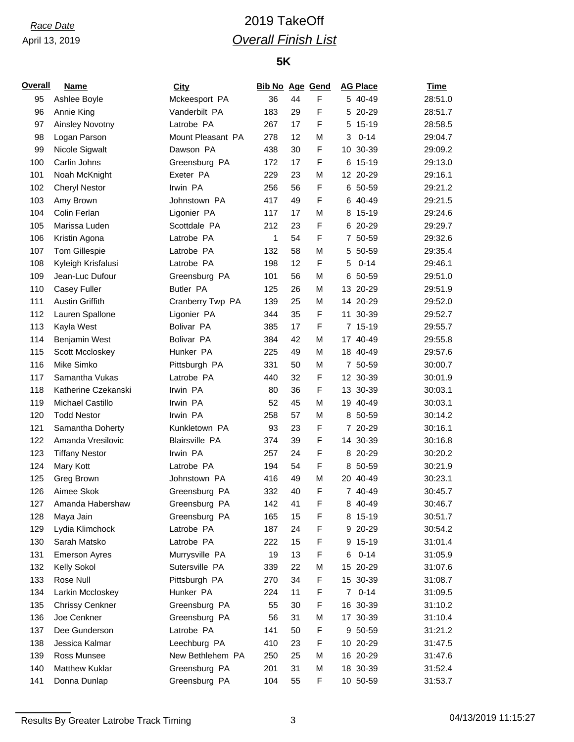*Race Date*

April 13, 2019

# 2019 TakeOff

## *Overall Finish List*

### 5K

| Overall | Name | City | Bib No | Age | Gend | AG Place | Time |
|---|---|---|---|---|---|---|---|
| 95 | Ashlee Boyle | Mckeesport PA | 36 | 44 | F | 5 40-49 | 28:51.0 |
| 96 | Annie King | Vanderbilt PA | 183 | 29 | F | 5 20-29 | 28:51.7 |
| 97 | Ainsley Novotny | Latrobe PA | 267 | 17 | F | 5 15-19 | 28:58.5 |
| 98 | Logan Parson | Mount Pleasant PA | 278 | 12 | M | 3 0-14 | 29:04.7 |
| 99 | Nicole Sigwalt | Dawson PA | 438 | 30 | F | 10 30-39 | 29:09.2 |
| 100 | Carlin Johns | Greensburg PA | 172 | 17 | F | 6 15-19 | 29:13.0 |
| 101 | Noah McKnight | Exeter PA | 229 | 23 | M | 12 20-29 | 29:16.1 |
| 102 | Cheryl Nestor | Irwin PA | 256 | 56 | F | 6 50-59 | 29:21.2 |
| 103 | Amy Brown | Johnstown PA | 417 | 49 | F | 6 40-49 | 29:21.5 |
| 104 | Colin Ferlan | Ligonier PA | 117 | 17 | M | 8 15-19 | 29:24.6 |
| 105 | Marissa Luden | Scottdale PA | 212 | 23 | F | 6 20-29 | 29:29.7 |
| 106 | Kristin Agona | Latrobe PA | 1 | 54 | F | 7 50-59 | 29:32.6 |
| 107 | Tom Gillespie | Latrobe PA | 132 | 58 | M | 5 50-59 | 29:35.4 |
| 108 | Kyleigh Krisfalusi | Latrobe PA | 198 | 12 | F | 5 0-14 | 29:46.1 |
| 109 | Jean-Luc Dufour | Greensburg PA | 101 | 56 | M | 6 50-59 | 29:51.0 |
| 110 | Casey Fuller | Butler PA | 125 | 26 | M | 13 20-29 | 29:51.9 |
| 111 | Austin Griffith | Cranberry Twp PA | 139 | 25 | M | 14 20-29 | 29:52.0 |
| 112 | Lauren Spallone | Ligonier PA | 344 | 35 | F | 11 30-39 | 29:52.7 |
| 113 | Kayla West | Bolivar PA | 385 | 17 | F | 7 15-19 | 29:55.7 |
| 114 | Benjamin West | Bolivar PA | 384 | 42 | M | 17 40-49 | 29:55.8 |
| 115 | Scott Mccloskey | Hunker PA | 225 | 49 | M | 18 40-49 | 29:57.6 |
| 116 | Mike Simko | Pittsburgh PA | 331 | 50 | M | 7 50-59 | 30:00.7 |
| 117 | Samantha Vukas | Latrobe PA | 440 | 32 | F | 12 30-39 | 30:01.9 |
| 118 | Katherine Czekanski | Irwin PA | 80 | 36 | F | 13 30-39 | 30:03.1 |
| 119 | Michael Castillo | Irwin PA | 52 | 45 | M | 19 40-49 | 30:03.1 |
| 120 | Todd Nestor | Irwin PA | 258 | 57 | M | 8 50-59 | 30:14.2 |
| 121 | Samantha Doherty | Kunkletown PA | 93 | 23 | F | 7 20-29 | 30:16.1 |
| 122 | Amanda Vresilovic | Blairsville PA | 374 | 39 | F | 14 30-39 | 30:16.8 |
| 123 | Tiffany Nestor | Irwin PA | 257 | 24 | F | 8 20-29 | 30:20.2 |
| 124 | Mary Kott | Latrobe PA | 194 | 54 | F | 8 50-59 | 30:21.9 |
| 125 | Greg Brown | Johnstown PA | 416 | 49 | M | 20 40-49 | 30:23.1 |
| 126 | Aimee Skok | Greensburg PA | 332 | 40 | F | 7 40-49 | 30:45.7 |
| 127 | Amanda Habershaw | Greensburg PA | 142 | 41 | F | 8 40-49 | 30:46.7 |
| 128 | Maya Jain | Greensburg PA | 165 | 15 | F | 8 15-19 | 30:51.7 |
| 129 | Lydia Klimchock | Latrobe PA | 187 | 24 | F | 9 20-29 | 30:54.2 |
| 130 | Sarah Matsko | Latrobe PA | 222 | 15 | F | 9 15-19 | 31:01.4 |
| 131 | Emerson Ayres | Murrysville PA | 19 | 13 | F | 6 0-14 | 31:05.9 |
| 132 | Kelly Sokol | Sutersville PA | 339 | 22 | M | 15 20-29 | 31:07.6 |
| 133 | Rose Null | Pittsburgh PA | 270 | 34 | F | 15 30-39 | 31:08.7 |
| 134 | Larkin Mccloskey | Hunker PA | 224 | 11 | F | 7 0-14 | 31:09.5 |
| 135 | Chrissy Cenkner | Greensburg PA | 55 | 30 | F | 16 30-39 | 31:10.2 |
| 136 | Joe Cenkner | Greensburg PA | 56 | 31 | M | 17 30-39 | 31:10.4 |
| 137 | Dee Gunderson | Latrobe PA | 141 | 50 | F | 9 50-59 | 31:21.2 |
| 138 | Jessica Kalmar | Leechburg PA | 410 | 23 | F | 10 20-29 | 31:47.5 |
| 139 | Ross Munsee | New Bethlehem PA | 250 | 25 | M | 16 20-29 | 31:47.6 |
| 140 | Matthew Kuklar | Greensburg PA | 201 | 31 | M | 18 30-39 | 31:52.4 |
| 141 | Donna Dunlap | Greensburg PA | 104 | 55 | F | 10 50-59 | 31:53.7 |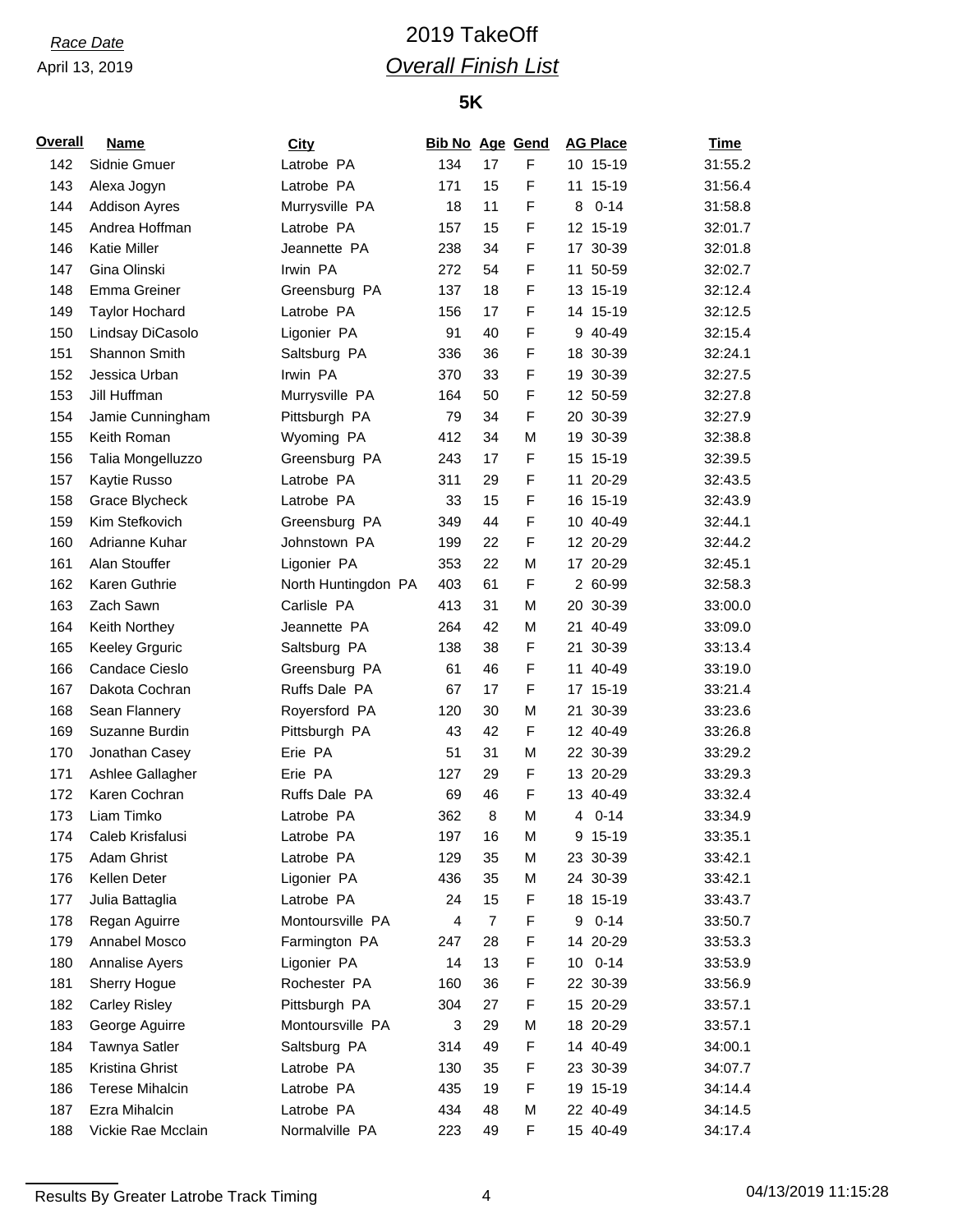*Race Date*

April 13, 2019

# 2019 TakeOff

## *Overall Finish List*

### 5K

| Overall | Name | City | Bib No | Age | Gend | AG Place | Time |
|---|---|---|---|---|---|---|---|
| 142 | Sidnie Gmuer | Latrobe PA | 134 | 17 | F | 10 15-19 | 31:55.2 |
| 143 | Alexa Jogyn | Latrobe PA | 171 | 15 | F | 11 15-19 | 31:56.4 |
| 144 | Addison Ayres | Murrysville PA | 18 | 11 | F | 8 0-14 | 31:58.8 |
| 145 | Andrea Hoffman | Latrobe PA | 157 | 15 | F | 12 15-19 | 32:01.7 |
| 146 | Katie Miller | Jeannette PA | 238 | 34 | F | 17 30-39 | 32:01.8 |
| 147 | Gina Olinski | Irwin PA | 272 | 54 | F | 11 50-59 | 32:02.7 |
| 148 | Emma Greiner | Greensburg PA | 137 | 18 | F | 13 15-19 | 32:12.4 |
| 149 | Taylor Hochard | Latrobe PA | 156 | 17 | F | 14 15-19 | 32:12.5 |
| 150 | Lindsay DiCasolo | Ligonier PA | 91 | 40 | F | 9 40-49 | 32:15.4 |
| 151 | Shannon Smith | Saltsburg PA | 336 | 36 | F | 18 30-39 | 32:24.1 |
| 152 | Jessica Urban | Irwin PA | 370 | 33 | F | 19 30-39 | 32:27.5 |
| 153 | Jill Huffman | Murrysville PA | 164 | 50 | F | 12 50-59 | 32:27.8 |
| 154 | Jamie Cunningham | Pittsburgh PA | 79 | 34 | F | 20 30-39 | 32:27.9 |
| 155 | Keith Roman | Wyoming PA | 412 | 34 | M | 19 30-39 | 32:38.8 |
| 156 | Talia Mongelluzzo | Greensburg PA | 243 | 17 | F | 15 15-19 | 32:39.5 |
| 157 | Kaytie Russo | Latrobe PA | 311 | 29 | F | 11 20-29 | 32:43.5 |
| 158 | Grace Blycheck | Latrobe PA | 33 | 15 | F | 16 15-19 | 32:43.9 |
| 159 | Kim Stefkovich | Greensburg PA | 349 | 44 | F | 10 40-49 | 32:44.1 |
| 160 | Adrianne Kuhar | Johnstown PA | 199 | 22 | F | 12 20-29 | 32:44.2 |
| 161 | Alan Stouffer | Ligonier PA | 353 | 22 | M | 17 20-29 | 32:45.1 |
| 162 | Karen Guthrie | North Huntingdon PA | 403 | 61 | F | 2 60-99 | 32:58.3 |
| 163 | Zach Sawn | Carlisle PA | 413 | 31 | M | 20 30-39 | 33:00.0 |
| 164 | Keith Northey | Jeannette PA | 264 | 42 | M | 21 40-49 | 33:09.0 |
| 165 | Keeley Grguric | Saltsburg PA | 138 | 38 | F | 21 30-39 | 33:13.4 |
| 166 | Candace Cieslo | Greensburg PA | 61 | 46 | F | 11 40-49 | 33:19.0 |
| 167 | Dakota Cochran | Ruffs Dale PA | 67 | 17 | F | 17 15-19 | 33:21.4 |
| 168 | Sean Flannery | Royersford PA | 120 | 30 | M | 21 30-39 | 33:23.6 |
| 169 | Suzanne Burdin | Pittsburgh PA | 43 | 42 | F | 12 40-49 | 33:26.8 |
| 170 | Jonathan Casey | Erie PA | 51 | 31 | M | 22 30-39 | 33:29.2 |
| 171 | Ashlee Gallagher | Erie PA | 127 | 29 | F | 13 20-29 | 33:29.3 |
| 172 | Karen Cochran | Ruffs Dale PA | 69 | 46 | F | 13 40-49 | 33:32.4 |
| 173 | Liam Timko | Latrobe PA | 362 | 8 | M | 4 0-14 | 33:34.9 |
| 174 | Caleb Krisfalusi | Latrobe PA | 197 | 16 | M | 9 15-19 | 33:35.1 |
| 175 | Adam Ghrist | Latrobe PA | 129 | 35 | M | 23 30-39 | 33:42.1 |
| 176 | Kellen Deter | Ligonier PA | 436 | 35 | M | 24 30-39 | 33:42.1 |
| 177 | Julia Battaglia | Latrobe PA | 24 | 15 | F | 18 15-19 | 33:43.7 |
| 178 | Regan Aguirre | Montoursville PA | 4 | 7 | F | 9 0-14 | 33:50.7 |
| 179 | Annabel Mosco | Farmington PA | 247 | 28 | F | 14 20-29 | 33:53.3 |
| 180 | Annalise Ayers | Ligonier PA | 14 | 13 | F | 10 0-14 | 33:53.9 |
| 181 | Sherry Hogue | Rochester PA | 160 | 36 | F | 22 30-39 | 33:56.9 |
| 182 | Carley Risley | Pittsburgh PA | 304 | 27 | F | 15 20-29 | 33:57.1 |
| 183 | George Aguirre | Montoursville PA | 3 | 29 | M | 18 20-29 | 33:57.1 |
| 184 | Tawnya Satler | Saltsburg PA | 314 | 49 | F | 14 40-49 | 34:00.1 |
| 185 | Kristina Ghrist | Latrobe PA | 130 | 35 | F | 23 30-39 | 34:07.7 |
| 186 | Terese Mihalcin | Latrobe PA | 435 | 19 | F | 19 15-19 | 34:14.4 |
| 187 | Ezra Mihalcin | Latrobe PA | 434 | 48 | M | 22 40-49 | 34:14.5 |
| 188 | Vickie Rae Mcclain | Normalville PA | 223 | 49 | F | 15 40-49 | 34:17.4 |

Results By Greater Latrobe Track Timing 04/13/2019 11:15:28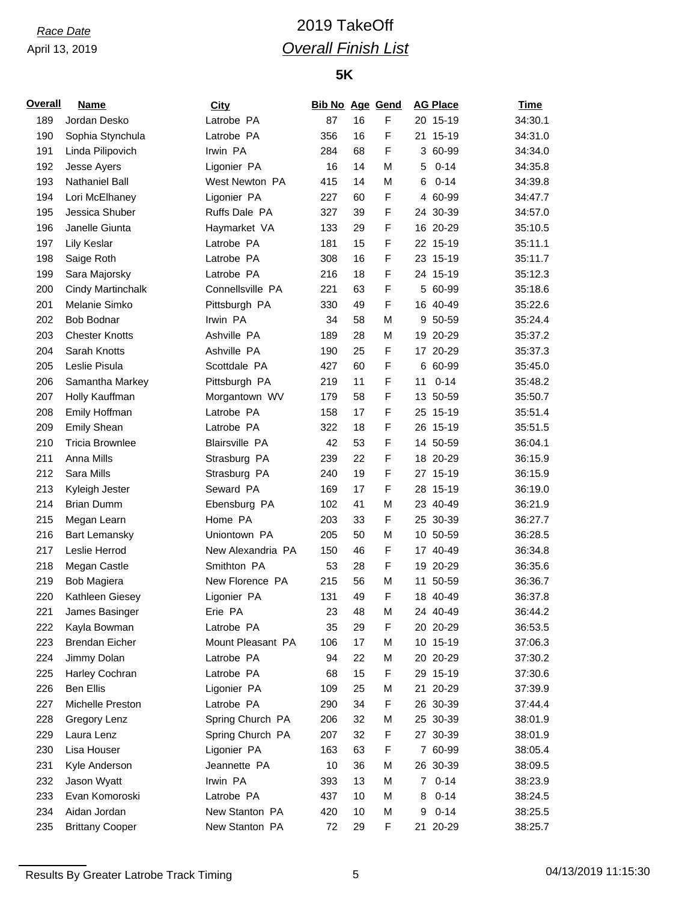*Race Date*

April 13, 2019

# 2019 TakeOff

## *Overall Finish List*

### 5K

| Overall | Name | City | Bib No | Age | Gend | AG Place | Time |
|---|---|---|---|---|---|---|---|
| 189 | Jordan Desko | Latrobe PA | 87 | 16 | F | 20 15-19 | 34:30.1 |
| 190 | Sophia Stynchula | Latrobe PA | 356 | 16 | F | 21 15-19 | 34:31.0 |
| 191 | Linda Pilipovich | Irwin PA | 284 | 68 | F | 3 60-99 | 34:34.0 |
| 192 | Jesse Ayers | Ligonier PA | 16 | 14 | M | 5 0-14 | 34:35.8 |
| 193 | Nathaniel Ball | West Newton PA | 415 | 14 | M | 6 0-14 | 34:39.8 |
| 194 | Lori McElhaney | Ligonier PA | 227 | 60 | F | 4 60-99 | 34:47.7 |
| 195 | Jessica Shuber | Ruffs Dale PA | 327 | 39 | F | 24 30-39 | 34:57.0 |
| 196 | Janelle Giunta | Haymarket VA | 133 | 29 | F | 16 20-29 | 35:10.5 |
| 197 | Lily Keslar | Latrobe PA | 181 | 15 | F | 22 15-19 | 35:11.1 |
| 198 | Saige Roth | Latrobe PA | 308 | 16 | F | 23 15-19 | 35:11.7 |
| 199 | Sara Majorsky | Latrobe PA | 216 | 18 | F | 24 15-19 | 35:12.3 |
| 200 | Cindy Martinchalk | Connellsville PA | 221 | 63 | F | 5 60-99 | 35:18.6 |
| 201 | Melanie Simko | Pittsburgh PA | 330 | 49 | F | 16 40-49 | 35:22.6 |
| 202 | Bob Bodnar | Irwin PA | 34 | 58 | M | 9 50-59 | 35:24.4 |
| 203 | Chester Knotts | Ashville PA | 189 | 28 | M | 19 20-29 | 35:37.2 |
| 204 | Sarah Knotts | Ashville PA | 190 | 25 | F | 17 20-29 | 35:37.3 |
| 205 | Leslie Pisula | Scottdale PA | 427 | 60 | F | 6 60-99 | 35:45.0 |
| 206 | Samantha Markey | Pittsburgh PA | 219 | 11 | F | 11 0-14 | 35:48.2 |
| 207 | Holly Kauffman | Morgantown WV | 179 | 58 | F | 13 50-59 | 35:50.7 |
| 208 | Emily Hoffman | Latrobe PA | 158 | 17 | F | 25 15-19 | 35:51.4 |
| 209 | Emily Shean | Latrobe PA | 322 | 18 | F | 26 15-19 | 35:51.5 |
| 210 | Tricia Brownlee | Blairsville PA | 42 | 53 | F | 14 50-59 | 36:04.1 |
| 211 | Anna Mills | Strasburg PA | 239 | 22 | F | 18 20-29 | 36:15.9 |
| 212 | Sara Mills | Strasburg PA | 240 | 19 | F | 27 15-19 | 36:15.9 |
| 213 | Kyleigh Jester | Seward PA | 169 | 17 | F | 28 15-19 | 36:19.0 |
| 214 | Brian Dumm | Ebensburg PA | 102 | 41 | M | 23 40-49 | 36:21.9 |
| 215 | Megan Learn | Home PA | 203 | 33 | F | 25 30-39 | 36:27.7 |
| 216 | Bart Lemansky | Uniontown PA | 205 | 50 | M | 10 50-59 | 36:28.5 |
| 217 | Leslie Herrod | New Alexandria PA | 150 | 46 | F | 17 40-49 | 36:34.8 |
| 218 | Megan Castle | Smithton PA | 53 | 28 | F | 19 20-29 | 36:35.6 |
| 219 | Bob Magiera | New Florence PA | 215 | 56 | M | 11 50-59 | 36:36.7 |
| 220 | Kathleen Giesey | Ligonier PA | 131 | 49 | F | 18 40-49 | 36:37.8 |
| 221 | James Basinger | Erie PA | 23 | 48 | M | 24 40-49 | 36:44.2 |
| 222 | Kayla Bowman | Latrobe PA | 35 | 29 | F | 20 20-29 | 36:53.5 |
| 223 | Brendan Eicher | Mount Pleasant PA | 106 | 17 | M | 10 15-19 | 37:06.3 |
| 224 | Jimmy Dolan | Latrobe PA | 94 | 22 | M | 20 20-29 | 37:30.2 |
| 225 | Harley Cochran | Latrobe PA | 68 | 15 | F | 29 15-19 | 37:30.6 |
| 226 | Ben Ellis | Ligonier PA | 109 | 25 | M | 21 20-29 | 37:39.9 |
| 227 | Michelle Preston | Latrobe PA | 290 | 34 | F | 26 30-39 | 37:44.4 |
| 228 | Gregory Lenz | Spring Church PA | 206 | 32 | M | 25 30-39 | 38:01.9 |
| 229 | Laura Lenz | Spring Church PA | 207 | 32 | F | 27 30-39 | 38:01.9 |
| 230 | Lisa Houser | Ligonier PA | 163 | 63 | F | 7 60-99 | 38:05.4 |
| 231 | Kyle Anderson | Jeannette PA | 10 | 36 | M | 26 30-39 | 38:09.5 |
| 232 | Jason Wyatt | Irwin PA | 393 | 13 | M | 7 0-14 | 38:23.9 |
| 233 | Evan Komoroski | Latrobe PA | 437 | 10 | M | 8 0-14 | 38:24.5 |
| 234 | Aidan Jordan | New Stanton PA | 420 | 10 | M | 9 0-14 | 38:25.5 |
| 235 | Brittany Cooper | New Stanton PA | 72 | 29 | F | 21 20-29 | 38:25.7 |

Results By Greater Latrobe Track Timing

04/13/2019 11:15:30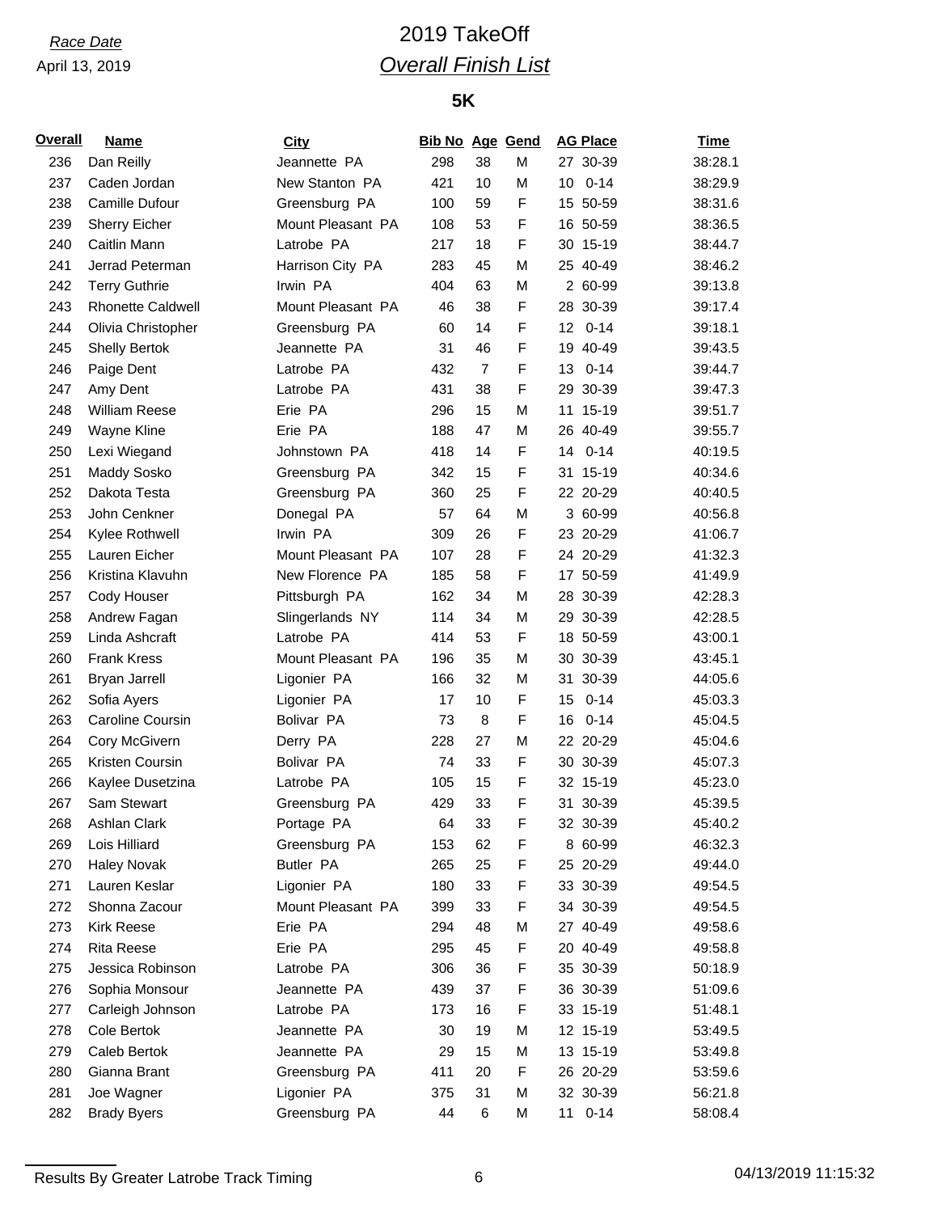*Race Date*

April 13, 2019

# 2019 TakeOff

## *Overall Finish List*

### 5K

| Overall | Name | City | Bib No | Age | Gend | AG Place | Time |
|---|---|---|---|---|---|---|---|
| 236 | Dan Reilly | Jeannette PA | 298 | 38 | M | 27 30-39 | 38:28.1 |
| 237 | Caden Jordan | New Stanton PA | 421 | 10 | M | 10 0-14 | 38:29.9 |
| 238 | Camille Dufour | Greensburg PA | 100 | 59 | F | 15 50-59 | 38:31.6 |
| 239 | Sherry Eicher | Mount Pleasant PA | 108 | 53 | F | 16 50-59 | 38:36.5 |
| 240 | Caitlin Mann | Latrobe PA | 217 | 18 | F | 30 15-19 | 38:44.7 |
| 241 | Jerrad Peterman | Harrison City PA | 283 | 45 | M | 25 40-49 | 38:46.2 |
| 242 | Terry Guthrie | Irwin PA | 404 | 63 | M | 2 60-99 | 39:13.8 |
| 243 | Rhonette Caldwell | Mount Pleasant PA | 46 | 38 | F | 28 30-39 | 39:17.4 |
| 244 | Olivia Christopher | Greensburg PA | 60 | 14 | F | 12 0-14 | 39:18.1 |
| 245 | Shelly Bertok | Jeannette PA | 31 | 46 | F | 19 40-49 | 39:43.5 |
| 246 | Paige Dent | Latrobe PA | 432 | 7 | F | 13 0-14 | 39:44.7 |
| 247 | Amy Dent | Latrobe PA | 431 | 38 | F | 29 30-39 | 39:47.3 |
| 248 | William Reese | Erie PA | 296 | 15 | M | 11 15-19 | 39:51.7 |
| 249 | Wayne Kline | Erie PA | 188 | 47 | M | 26 40-49 | 39:55.7 |
| 250 | Lexi Wiegand | Johnstown PA | 418 | 14 | F | 14 0-14 | 40:19.5 |
| 251 | Maddy Sosko | Greensburg PA | 342 | 15 | F | 31 15-19 | 40:34.6 |
| 252 | Dakota Testa | Greensburg PA | 360 | 25 | F | 22 20-29 | 40:40.5 |
| 253 | John Cenkner | Donegal PA | 57 | 64 | M | 3 60-99 | 40:56.8 |
| 254 | Kylee Rothwell | Irwin PA | 309 | 26 | F | 23 20-29 | 41:06.7 |
| 255 | Lauren Eicher | Mount Pleasant PA | 107 | 28 | F | 24 20-29 | 41:32.3 |
| 256 | Kristina Klavuhn | New Florence PA | 185 | 58 | F | 17 50-59 | 41:49.9 |
| 257 | Cody Houser | Pittsburgh PA | 162 | 34 | M | 28 30-39 | 42:28.3 |
| 258 | Andrew Fagan | Slingerlands NY | 114 | 34 | M | 29 30-39 | 42:28.5 |
| 259 | Linda Ashcraft | Latrobe PA | 414 | 53 | F | 18 50-59 | 43:00.1 |
| 260 | Frank Kress | Mount Pleasant PA | 196 | 35 | M | 30 30-39 | 43:45.1 |
| 261 | Bryan Jarrell | Ligonier PA | 166 | 32 | M | 31 30-39 | 44:05.6 |
| 262 | Sofia Ayers | Ligonier PA | 17 | 10 | F | 15 0-14 | 45:03.3 |
| 263 | Caroline Coursin | Bolivar PA | 73 | 8 | F | 16 0-14 | 45:04.5 |
| 264 | Cory McGivern | Derry PA | 228 | 27 | M | 22 20-29 | 45:04.6 |
| 265 | Kristen Coursin | Bolivar PA | 74 | 33 | F | 30 30-39 | 45:07.3 |
| 266 | Kaylee Dusetzina | Latrobe PA | 105 | 15 | F | 32 15-19 | 45:23.0 |
| 267 | Sam Stewart | Greensburg PA | 429 | 33 | F | 31 30-39 | 45:39.5 |
| 268 | Ashlan Clark | Portage PA | 64 | 33 | F | 32 30-39 | 45:40.2 |
| 269 | Lois Hilliard | Greensburg PA | 153 | 62 | F | 8 60-99 | 46:32.3 |
| 270 | Haley Novak | Butler PA | 265 | 25 | F | 25 20-29 | 49:44.0 |
| 271 | Lauren Keslar | Ligonier PA | 180 | 33 | F | 33 30-39 | 49:54.5 |
| 272 | Shonna Zacour | Mount Pleasant PA | 399 | 33 | F | 34 30-39 | 49:54.5 |
| 273 | Kirk Reese | Erie PA | 294 | 48 | M | 27 40-49 | 49:58.6 |
| 274 | Rita Reese | Erie PA | 295 | 45 | F | 20 40-49 | 49:58.8 |
| 275 | Jessica Robinson | Latrobe PA | 306 | 36 | F | 35 30-39 | 50:18.9 |
| 276 | Sophia Monsour | Jeannette PA | 439 | 37 | F | 36 30-39 | 51:09.6 |
| 277 | Carleigh Johnson | Latrobe PA | 173 | 16 | F | 33 15-19 | 51:48.1 |
| 278 | Cole Bertok | Jeannette PA | 30 | 19 | M | 12 15-19 | 53:49.5 |
| 279 | Caleb Bertok | Jeannette PA | 29 | 15 | M | 13 15-19 | 53:49.8 |
| 280 | Gianna Brant | Greensburg PA | 411 | 20 | F | 26 20-29 | 53:59.6 |
| 281 | Joe Wagner | Ligonier PA | 375 | 31 | M | 32 30-39 | 56:21.8 |
| 282 | Brady Byers | Greensburg PA | 44 | 6 | M | 11 0-14 | 58:08.4 |

Results By Greater Latrobe Track Timing

04/13/2019 11:15:32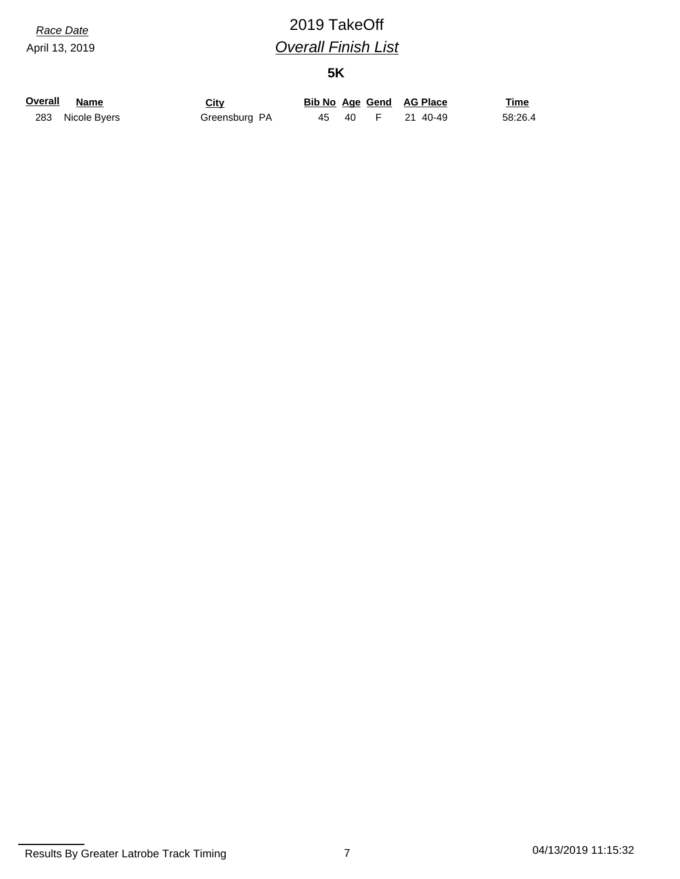*Race Date*

April 13, 2019

# 2019 TakeOff

## *Overall Finish List*

### 5K

| Overall | Name | City | Bib No | Age | Gend | AG Place | Time |
|---|---|---|---|---|---|---|---|
| 283 | Nicole Byers | Greensburg PA | 45 | 40 | F | 21 40-49 | 58:26.4 |

Results By Greater Latrobe Track Timing

04/13/2019 11:15:32